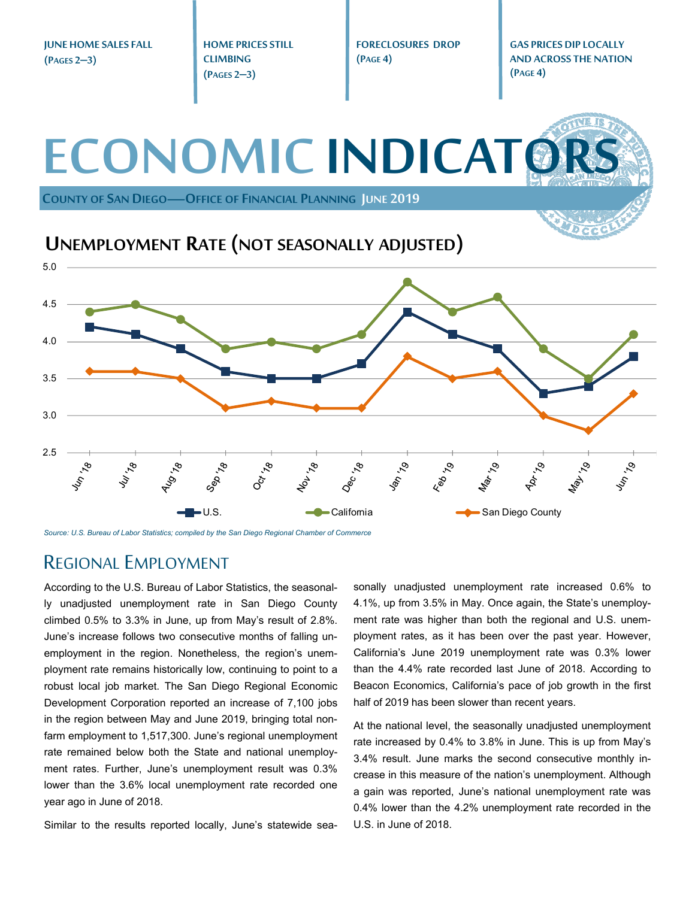**JUNE HOME SALES FALL (PAGES 2—3)**

**HOME PRICES STILL CLIMBING (PAGES 2—3)**

**FORECLOSURES DROP (PAGE 4)**

**GAS PRICES DIP LOCALLY AND ACROSS THE NATION (PAGE 4)**

# ECONOMIC INDICATORS

**COUNTY OF SAN DIEGO—OFFICE OF FINANCIAL PLANNING JUNE 2019**

## Unemployment Rate (not seasonally adjusted)

| Month | U.S. | California | San Diego County |
|---|---|---|---|
| Jun '18 | 4.2 | 4.4 | 3.6 |
| Jul '18 | 4.1 | 4.5 | 3.6 |
| Aug '18 | 3.9 | 4.3 | 3.5 |
| Sep '18 | 3.6 | 3.9 | 3.1 |
| Oct '18 | 3.5 | 4.0 | 3.2 |
| Nov '18 | 3.5 | 3.9 | 3.1 |
| Dec '18 | 3.7 | 4.1 | 3.1 |
| Jan '19 | 4.4 | 4.8 | 3.8 |
| Feb '19 | 4.1 | 4.4 | 3.5 |
| Mar '19 | 3.9 | 4.6 | 3.6 |
| Apr '19 | 3.3 | 3.9 | 3.0 |
| May '19 | 3.4 | 3.5 | 2.8 |
| Jun '19 | 3.8 | 4.1 | 3.3 |

*Source: U.S. Bureau of Labor Statistics; compiled by the San Diego Regional Chamber of Commerce*

## Regional Employment

According to the U.S. Bureau of Labor Statistics, the seasonally unadjusted unemployment rate in San Diego County climbed 0.5% to 3.3% in June, up from May's result of 2.8%. June's increase follows two consecutive months of falling unemployment in the region. Nonetheless, the region's unemployment rate remains historically low, continuing to point to a robust local job market. The San Diego Regional Economic Development Corporation reported an increase of 7,100 jobs in the region between May and June 2019, bringing total nonfarm employment to 1,517,300. June's regional unemployment rate remained below both the State and national unemployment rates. Further, June's unemployment result was 0.3% lower than the 3.6% local unemployment rate recorded one year ago in June of 2018.

Similar to the results reported locally, June's statewide seasonally unadjusted unemployment rate increased 0.6% to 4.1%, up from 3.5% in May. Once again, the State's unemployment rate was higher than both the regional and U.S. unemployment rates, as it has been over the past year. However, California's June 2019 unemployment rate was 0.3% lower than the 4.4% rate recorded last June of 2018. According to Beacon Economics, California's pace of job growth in the first half of 2019 has been slower than recent years.

At the national level, the seasonally unadjusted unemployment rate increased by 0.4% to 3.8% in June. This is up from May's 3.4% result. June marks the second consecutive monthly increase in this measure of the nation's unemployment. Although a gain was reported, June's national unemployment rate was 0.4% lower than the 4.2% unemployment rate recorded in the U.S. in June of 2018.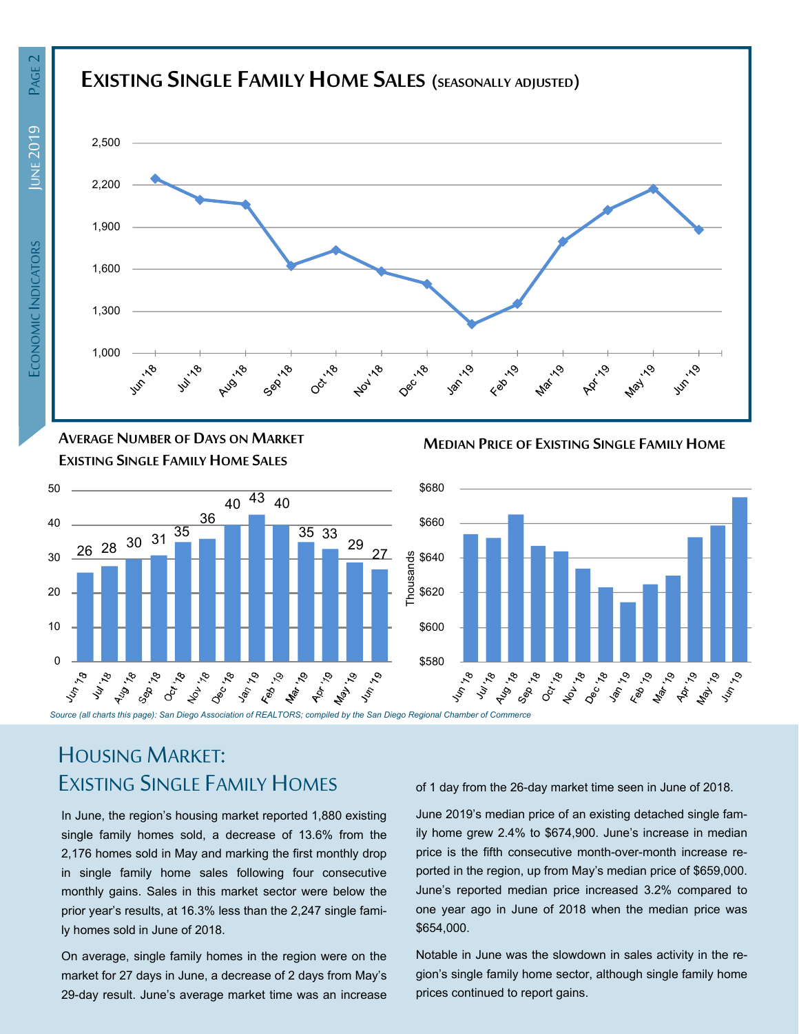## Existing Single Family Home Sales (seasonally adjusted)

## Average Number of Days on Market Existing Single Family Home Sales

| Month | Days |
|---|---|
| Jun '18 | 26 |
| Jul '18 | 28 |
| Aug '18 | 30 |
| Sep '18 | 31 |
| Oct '18 | 35 |
| Nov '18 | 36 |
| Dec '18 | 40 |
| Jan '19 | 43 |
| Feb '19 | 40 |
| Mar '19 | 35 |
| Apr '19 | 33 |
| May '19 | 29 |
| Jun '19 | 27 |

## Median Price of Existing Single Family Home

*Source (all charts this page): San Diego Association of REALTORS; compiled by the San Diego Regional Chamber of Commerce*

# Housing Market: Existing Single Family Homes

In June, the region's housing market reported 1,880 existing single family homes sold, a decrease of 13.6% from the 2,176 homes sold in May and marking the first monthly drop in single family home sales following four consecutive monthly gains. Sales in this market sector were below the prior year's results, at 16.3% less than the 2,247 single family homes sold in June of 2018.

On average, single family homes in the region were on the market for 27 days in June, a decrease of 2 days from May's 29-day result. June's average market time was an increase of 1 day from the 26-day market time seen in June of 2018.

June 2019's median price of an existing detached single family home grew 2.4% to $674,900. June's increase in median price is the fifth consecutive month-over-month increase reported in the region, up from May's median price of $659,000. June's reported median price increased 3.2% compared to one year ago in June of 2018 when the median price was $654,000.

Notable in June was the slowdown in sales activity in the region's single family home sector, although single family home prices continued to report gains.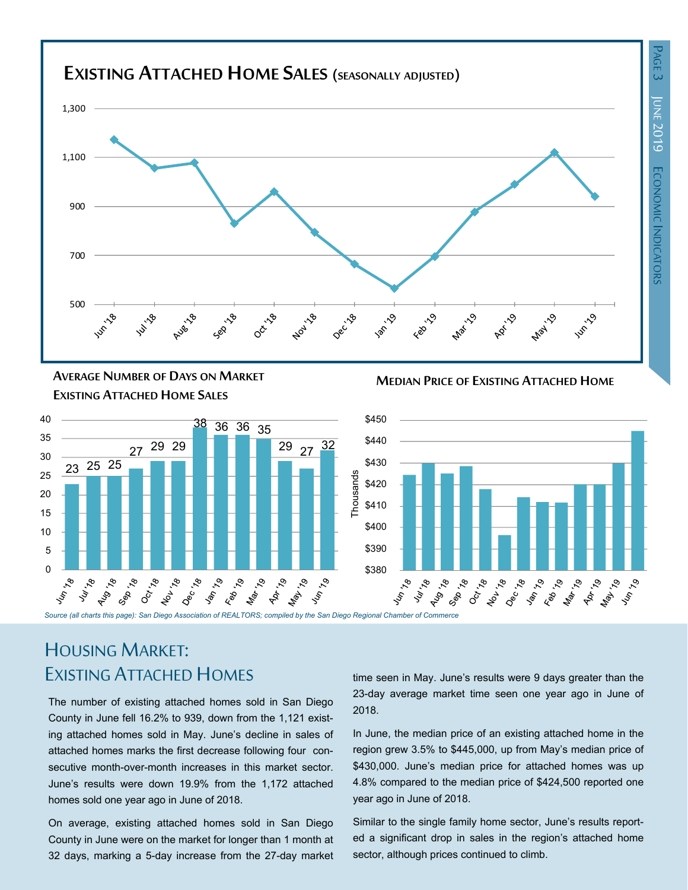## Existing Attached Home Sales (seasonally adjusted)

## Average Number of Days on Market Existing Attached Home Sales

| Month | Days |
|---|---|
| Jun '18 | 23 |
| Jul '18 | 25 |
| Aug '18 | 25 |
| Sep '18 | 27 |
| Oct '18 | 29 |
| Nov '18 | 29 |
| Dec '18 | 38 |
| Jan '19 | 36 |
| Feb '19 | 36 |
| Mar '19 | 35 |
| Apr '19 | 29 |
| May '19 | 27 |
| Jun '19 | 32 |

## Median Price of Existing Attached Home

*Source (all charts this page): San Diego Association of REALTORS; compiled by the San Diego Regional Chamber of Commerce*

# Housing Market: Existing Attached Homes

The number of existing attached homes sold in San Diego County in June fell 16.2% to 939, down from the 1,121 existing attached homes sold in May. June's decline in sales of attached homes marks the first decrease following four consecutive month-over-month increases in this market sector. June's results were down 19.9% from the 1,172 attached homes sold one year ago in June of 2018.

On average, existing attached homes sold in San Diego County in June were on the market for longer than 1 month at 32 days, marking a 5-day increase from the 27-day market time seen in May. June's results were 9 days greater than the 23-day average market time seen one year ago in June of 2018.

In June, the median price of an existing attached home in the region grew 3.5% to $445,000, up from May's median price of $430,000. June's median price for attached homes was up 4.8% compared to the median price of $424,500 reported one year ago in June of 2018.

Similar to the single family home sector, June's results reported a significant drop in sales in the region's attached home sector, although prices continued to climb.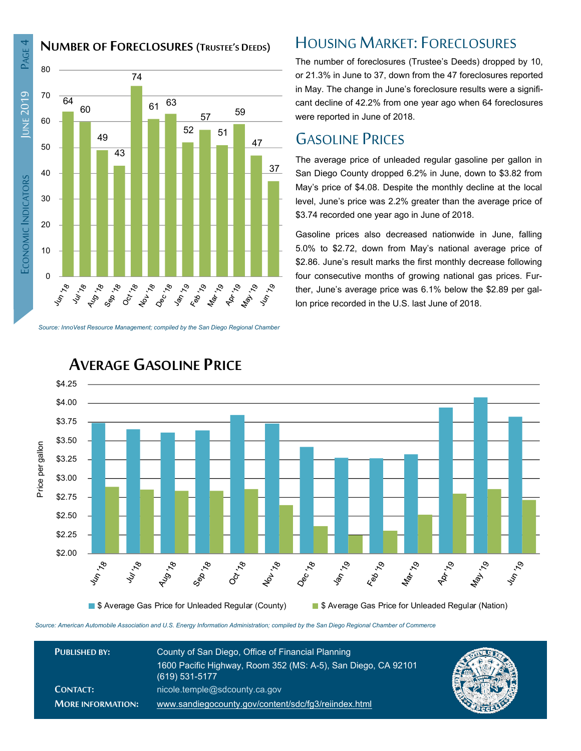## Number of Foreclosures (Trustee's Deeds)

80
70
60
50
40
30
20
10
0

64 60 49 43 74 61 63 52 57 51 59 47 37

Jun '18 Jul '18 Aug '18 Sep '18 Oct '18 Nov '18 Dec '18 Jan '19 Feb '19 Mar '19 Apr '19 May '19 Jun '19

*Source: InnoVest Resource Management; compiled by the San Diego Regional Chamber*

## Housing Market: Foreclosures

The number of foreclosures (Trustee's Deeds) dropped by 10, or 21.3% in June to 37, down from the 47 foreclosures reported in May. The change in June's foreclosure results were a significant decline of 42.2% from one year ago when 64 foreclosures were reported in June of 2018.

## Gasoline Prices

The average price of unleaded regular gasoline per gallon in San Diego County dropped 6.2% in June, down to $3.82 from May's price of $4.08. Despite the monthly decline at the local level, June's price was 2.2% greater than the average price of $3.74 recorded one year ago in June of 2018.

Gasoline prices also decreased nationwide in June, falling 5.0% to $2.72, down from May's national average price of $2.86. June's result marks the first monthly decrease following four consecutive months of growing national gas prices. Further, June's average price was 6.1% below the $2.89 per gallon price recorded in the U.S. last June of 2018.

## Average Gasoline Price

Price per gallon

$4.25
$4.00
$3.75
$3.50
$3.25
$3.00
$2.75
$2.50
$2.25
$2.00

Jun '18 Jul '18 Aug '18 Sep '18 Oct '18 Nov '18 Dec '18 Jan '19 Feb '19 Mar '19 Apr '19 May '19 Jun '19

$ Average Gas Price for Unleaded Regular (County)
$ Average Gas Price for Unleaded Regular (Nation)

*Source: American Automobile Association and U.S. Energy Information Administration; compiled by the San Diego Regional Chamber of Commerce*

**Published by:** County of San Diego, Office of Financial Planning
1600 Pacific Highway, Room 352 (MS: A-5), San Diego, CA 92101
(619) 531-5177

**Contact:** nicole.temple@sdcounty.ca.gov

**More information:** www.sandiegocounty.gov/content/sdc/fg3/reiindex.html